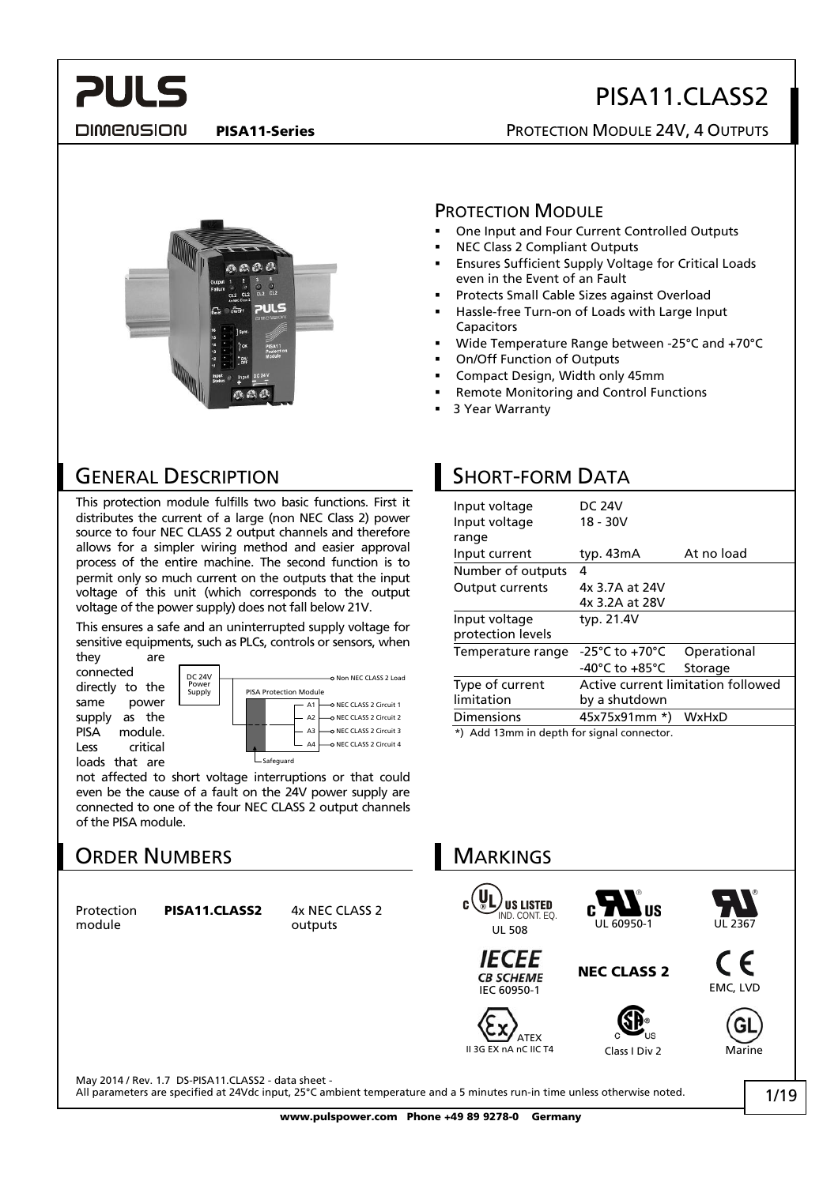# PISA11.CLASS2

**PISA11-Series**

PROTECTION MODULE 24V, 4 OUTPUTS

## PROTECTION MODULE

- One Input and Four Current Controlled Outputs
- NEC Class 2 Compliant Outputs
- Ensures Sufficient Supply Voltage for Critical Loads even in the Event of an Fault
- Protects Small Cable Sizes against Overload
- Hassle-free Turn-on of Loads with Large Input Capacitors
- Wide Temperature Range between -25°C and +70°C
- On/Off Function of Outputs
- Compact Design, Width only 45mm
- Remote Monitoring and Control Functions
- 3 Year Warranty

## GENERAL DESCRIPTION

This protection module fulfills two basic functions. First it distributes the current of a large (non NEC Class 2) power source to four NEC CLASS 2 output channels and therefore allows for a simpler wiring method and easier approval process of the entire machine. The second function is to permit only so much current on the outputs that the input voltage of this unit (which corresponds to the output voltage of the power supply) does not fall below 21V.

This ensures a safe and an uninterrupted supply voltage for sensitive equipments, such as PLCs, controls or sensors, when they are connected directly to the same power supply as the PISA module. Less critical loads that are not affected to short voltage interruptions or that could even be the cause of a fault on the 24V power supply are connected to one of the four NEC CLASS 2 output channels of the PISA module.

DC 24V Power Supply — Non NEC CLASS 2 Load; PISA Protection Module — A1: NEC CLASS 2 Circuit 1, A2: NEC CLASS 2 Circuit 2, A3: NEC CLASS 2 Circuit 3, A4: NEC CLASS 2 Circuit 4; Safeguard

## SHORT-FORM DATA

| | | |
|---|---|---|
| Input voltage | DC 24V | |
| Input voltage range | 18 - 30V | |
| Input current | typ. 43mA | At no load |
| Number of outputs | 4 | |
| Output currents | 4x 3.7A at 24V<br>4x 3.2A at 28V | |
| Input voltage protection levels | typ. 21.4V | |
| Temperature range | -25°C to +70°C | Operational |
| | -40°C to +85°C | Storage |
| Type of current limitation | Active current limitation followed by a shutdown | |
| Dimensions | 45x75x91mm *) | WxHxD |

*) Add 13mm in depth for signal connector.

## ORDER NUMBERS

| | | |
|---|---|---|
| Protection module | **PISA11.CLASS2** | 4x NEC CLASS 2 outputs |

## MARKINGS

UL 508 (US LISTED, IND. CONT. EQ.) · UL 60950-1 · UL 2367 · IECEE CB SCHEME IEC 60950-1 · NEC CLASS 2 · CE EMC, LVD · ATEX II 3G EX nA nC IIC T4 · Class I Div 2 · Marine

May 2014 / Rev. 1.7 DS-PISA11.CLASS2 - data sheet -
All parameters are specified at 24Vdc input, 25°C ambient temperature and a 5 minutes run-in time unless otherwise noted.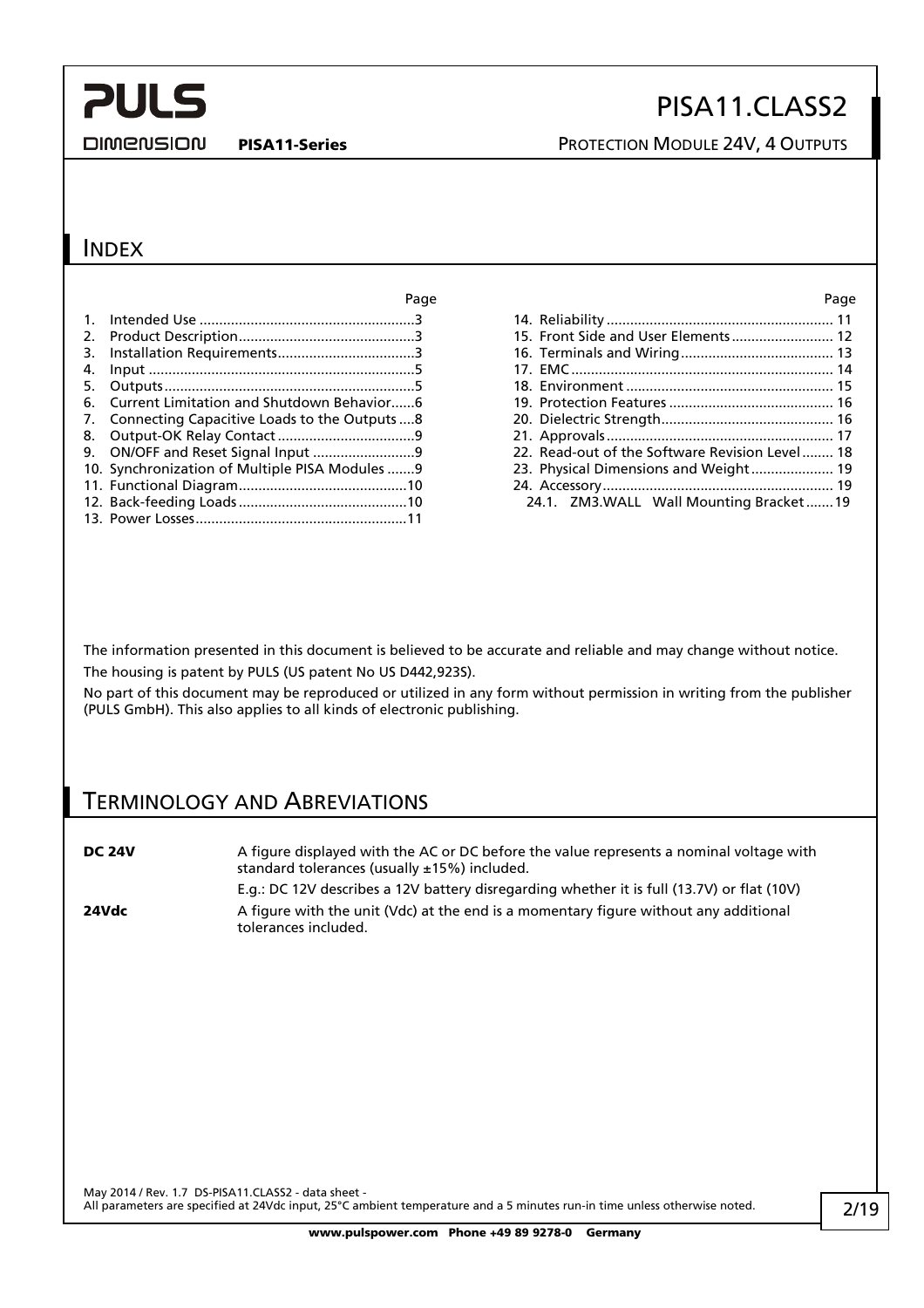## INDEX

| | Page |
|---|---|
| 1. Intended Use | 3 |
| 2. Product Description | 3 |
| 3. Installation Requirements | 3 |
| 4. Input | 5 |
| 5. Outputs | 5 |
| 6. Current Limitation and Shutdown Behavior | 6 |
| 7. Connecting Capacitive Loads to the Outputs | 8 |
| 8. Output-OK Relay Contact | 9 |
| 9. ON/OFF and Reset Signal Input | 9 |
| 10. Synchronization of Multiple PISA Modules | 9 |
| 11. Functional Diagram | 10 |
| 12. Back-feeding Loads | 10 |
| 13. Power Losses | 11 |
| 14. Reliability | 11 |
| 15. Front Side and User Elements | 12 |
| 16. Terminals and Wiring | 13 |
| 17. EMC | 14 |
| 18. Environment | 15 |
| 19. Protection Features | 16 |
| 20. Dielectric Strength | 16 |
| 21. Approvals | 17 |
| 22. Read-out of the Software Revision Level | 18 |
| 23. Physical Dimensions and Weight | 19 |
| 24. Accessory | 19 |
| 24.1. ZM3.WALL Wall Mounting Bracket | 19 |

The information presented in this document is believed to be accurate and reliable and may change without notice.

The housing is patent by PULS (US patent No US D442,923S).

No part of this document may be reproduced or utilized in any form without permission in writing from the publisher (PULS GmbH). This also applies to all kinds of electronic publishing.

## TERMINOLOGY AND ABREVIATIONS

**DC 24V** A figure displayed with the AC or DC before the value represents a nominal voltage with standard tolerances (usually ±15%) included.

E.g.: DC 12V describes a 12V battery disregarding whether it is full (13.7V) or flat (10V)

**24Vdc** A figure with the unit (Vdc) at the end is a momentary figure without any additional tolerances included.

May 2014 / Rev. 1.7 DS-PISA11.CLASS2 - data sheet -
All parameters are specified at 24Vdc input, 25°C ambient temperature and a 5 minutes run-in time unless otherwise noted.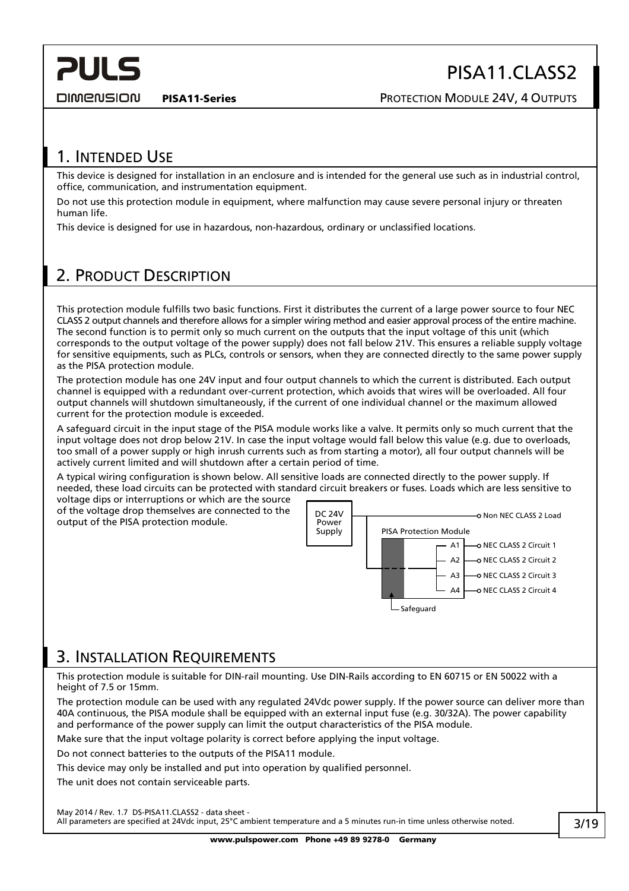## 1. Intended Use

This device is designed for installation in an enclosure and is intended for the general use such as in industrial control, office, communication, and instrumentation equipment.

Do not use this protection module in equipment, where malfunction may cause severe personal injury or threaten human life.

This device is designed for use in hazardous, non-hazardous, ordinary or unclassified locations.

## 2. Product Description

This protection module fulfills two basic functions. First it distributes the current of a large power source to four NEC CLASS 2 output channels and therefore allows for a simpler wiring method and easier approval process of the entire machine. The second function is to permit only so much current on the outputs that the input voltage of this unit (which corresponds to the output voltage of the power supply) does not fall below 21V. This ensures a reliable supply voltage for sensitive equipments, such as PLCs, controls or sensors, when they are connected directly to the same power supply as the PISA protection module.

The protection module has one 24V input and four output channels to which the current is distributed. Each output channel is equipped with a redundant over-current protection, which avoids that wires will be overloaded. All four output channels will shutdown simultaneously, if the current of one individual channel or the maximum allowed current for the protection module is exceeded.

A safeguard circuit in the input stage of the PISA module works like a valve. It permits only so much current that the input voltage does not drop below 21V. In case the input voltage would fall below this value (e.g. due to overloads, too small of a power supply or high inrush currents such as from starting a motor), all four output channels will be actively current limited and will shutdown after a certain period of time.

A typical wiring configuration is shown below. All sensitive loads are connected directly to the power supply. If needed, these load circuits can be protected with standard circuit breakers or fuses. Loads which are less sensitive to voltage dips or interruptions or which are the source of the voltage drop themselves are connected to the output of the PISA protection module.

DC 24V Power Supply — Non NEC CLASS 2 Load

PISA Protection Module

- A1 — NEC CLASS 2 Circuit 1
- A2 — NEC CLASS 2 Circuit 2
- A3 — NEC CLASS 2 Circuit 3
- A4 — NEC CLASS 2 Circuit 4

Safeguard

## 3. Installation Requirements

This protection module is suitable for DIN-rail mounting. Use DIN-Rails according to EN 60715 or EN 50022 with a height of 7.5 or 15mm.

The protection module can be used with any regulated 24Vdc power supply. If the power source can deliver more than 40A continuous, the PISA module shall be equipped with an external input fuse (e.g. 30/32A). The power capability and performance of the power supply can limit the output characteristics of the PISA module.

Make sure that the input voltage polarity is correct before applying the input voltage.

Do not connect batteries to the outputs of the PISA11 module.

This device may only be installed and put into operation by qualified personnel.

The unit does not contain serviceable parts.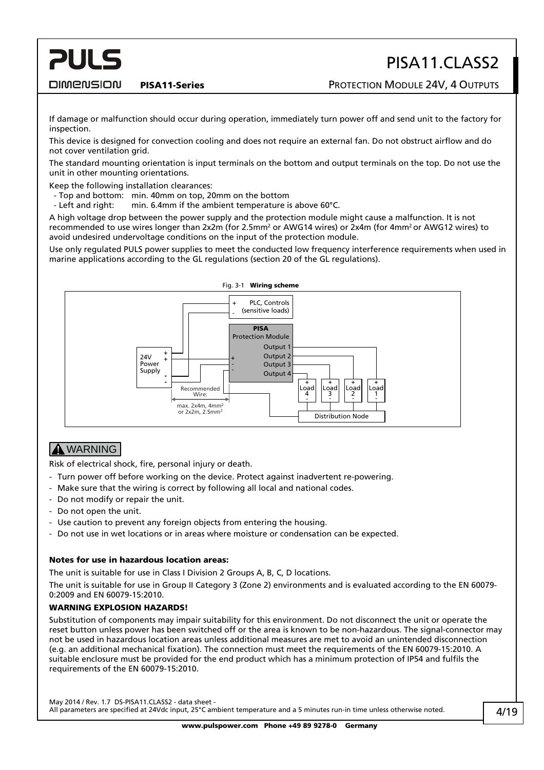If damage or malfunction should occur during operation, immediately turn power off and send unit to the factory for inspection.

This device is designed for convection cooling and does not require an external fan. Do not obstruct airflow and do not cover ventilation grid.

The standard mounting orientation is input terminals on the bottom and output terminals on the top. Do not use the unit in other mounting orientations.

Keep the following installation clearances:

- Top and bottom: min. 40mm on top, 20mm on the bottom
- Left and right: min. 6.4mm if the ambient temperature is above 60°C.

A high voltage drop between the power supply and the protection module might cause a malfunction. It is not recommended to use wires longer than 2x2m (for 2.5mm² or AWG14 wires) or 2x4m (for 4mm² or AWG12 wires) to avoid undesired undervoltage conditions on the input of the protection module.

Use only regulated PULS power supplies to meet the conducted low frequency interference requirements when used in marine applications according to the GL regulations (section 20 of the GL regulations).

Fig. 3-1 **Wiring scheme**

## ⚠ WARNING

Risk of electrical shock, fire, personal injury or death.

- Turn power off before working on the device. Protect against inadvertent re-powering.
- Make sure that the wiring is correct by following all local and national codes.
- Do not modify or repair the unit.
- Do not open the unit.
- Use caution to prevent any foreign objects from entering the housing.
- Do not use in wet locations or in areas where moisture or condensation can be expected.

#### Notes for use in hazardous location areas:

The unit is suitable for use in Class I Division 2 Groups A, B, C, D locations.

The unit is suitable for use in Group II Category 3 (Zone 2) environments and is evaluated according to the EN 60079-0:2009 and EN 60079-15:2010.

#### WARNING EXPLOSION HAZARDS!

Substitution of components may impair suitability for this environment. Do not disconnect the unit or operate the reset button unless power has been switched off or the area is known to be non-hazardous. The signal-connector may not be used in hazardous location areas unless additional measures are met to avoid an unintended disconnection (e.g. an additional mechanical fixation). The connection must meet the requirements of the EN 60079-15:2010. A suitable enclosure must be provided for the end product which has a minimum protection of IP54 and fulfils the requirements of the EN 60079-15:2010.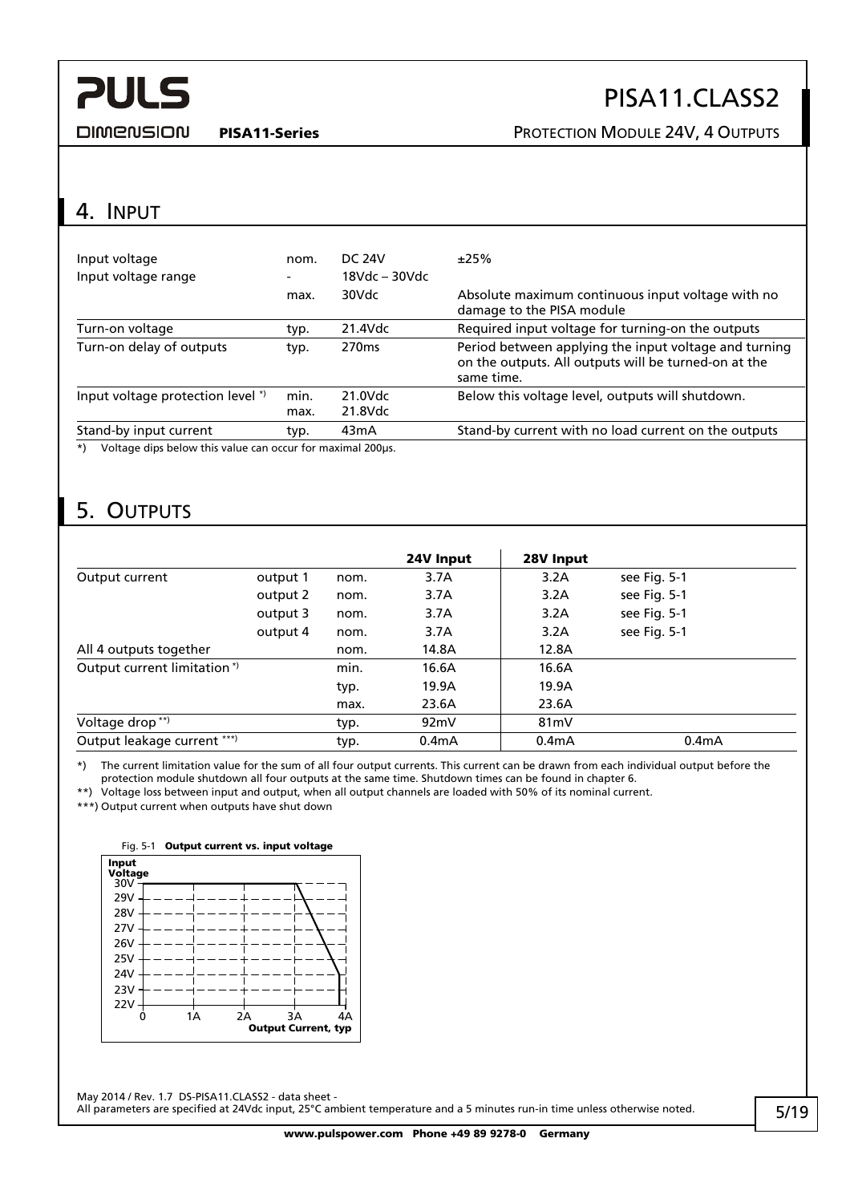## 4. Input

| | | | |
|---|---|---|---|
| Input voltage | nom. | DC 24V | ±25% |
| Input voltage range | - | 18Vdc – 30Vdc | |
| | max. | 30Vdc | Absolute maximum continuous input voltage with no damage to the PISA module |
| Turn-on voltage | typ. | 21.4Vdc | Required input voltage for turning-on the outputs |
| Turn-on delay of outputs | typ. | 270ms | Period between applying the input voltage and turning on the outputs. All outputs will be turned-on at the same time. |
| Input voltage protection level *) | min. | 21.0Vdc | Below this voltage level, outputs will shutdown. |
| | max. | 21.8Vdc | |
| Stand-by input current | typ. | 43mA | Stand-by current with no load current on the outputs |

*) Voltage dips below this value can occur for maximal 200µs.

## 5. Outputs

| | | | 24V Input | 28V Input | |
|---|---|---|---|---|---|
| Output current | output 1 | nom. | 3.7A | 3.2A | see Fig. 5-1 |
| | output 2 | nom. | 3.7A | 3.2A | see Fig. 5-1 |
| | output 3 | nom. | 3.7A | 3.2A | see Fig. 5-1 |
| | output 4 | nom. | 3.7A | 3.2A | see Fig. 5-1 |
| All 4 outputs together | | nom. | 14.8A | 12.8A | |
| Output current limitation *) | | min. | 16.6A | 16.6A | |
| | | typ. | 19.9A | 19.9A | |
| | | max. | 23.6A | 23.6A | |
| Voltage drop **) | | typ. | 92mV | 81mV | |
| Output leakage current ***) | | typ. | 0.4mA | 0.4mA | 0.4mA |

*) The current limitation value for the sum of all four output currents. This current can be drawn from each individual output before the protection module shutdown all four outputs at the same time. Shutdown times can be found in chapter 6.

**) Voltage loss between input and output, when all output channels are loaded with 50% of its nominal current.

***) Output current when outputs have shut down

Fig. 5-1 **Output current vs. input voltage**

Input Voltage: 30V, 29V, 28V, 27V, 26V, 25V, 24V, 23V, 22V

0, 1A, 2A, 3A, 4A

Output Current, typ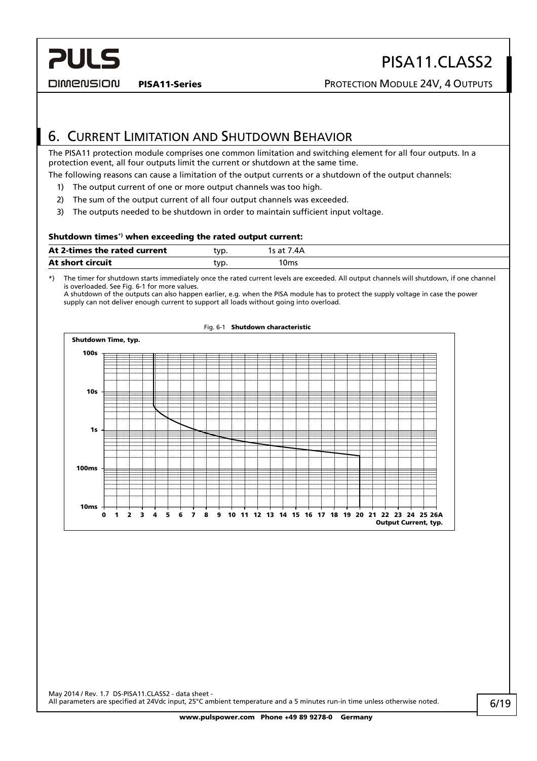## 6. Current Limitation and Shutdown Behavior

The PISA11 protection module comprises one common limitation and switching element for all four outputs. In a protection event, all four outputs limit the current or shutdown at the same time.

The following reasons can cause a limitation of the output currents or a shutdown of the output channels:

1) The output current of one or more output channels was too high.
2) The sum of the output current of all four output channels was exceeded.
3) The outputs needed to be shutdown in order to maintain sufficient input voltage.

**Shutdown times*) when exceeding the rated output current:**

| | | |
|---|---|---|
| **At 2-times the rated current** | typ. | 1s at 7.4A |
| **At short circuit** | typ. | 10ms |

*) The timer for shutdown starts immediately once the rated current levels are exceeded. All output channels will shutdown, if one channel is overloaded. See Fig. 6-1 for more values.
A shutdown of the outputs can also happen earlier, e.g. when the PISA module has to protect the supply voltage in case the power supply can not deliver enough current to support all loads without going into overload.

Fig. 6-1 **Shutdown characteristic**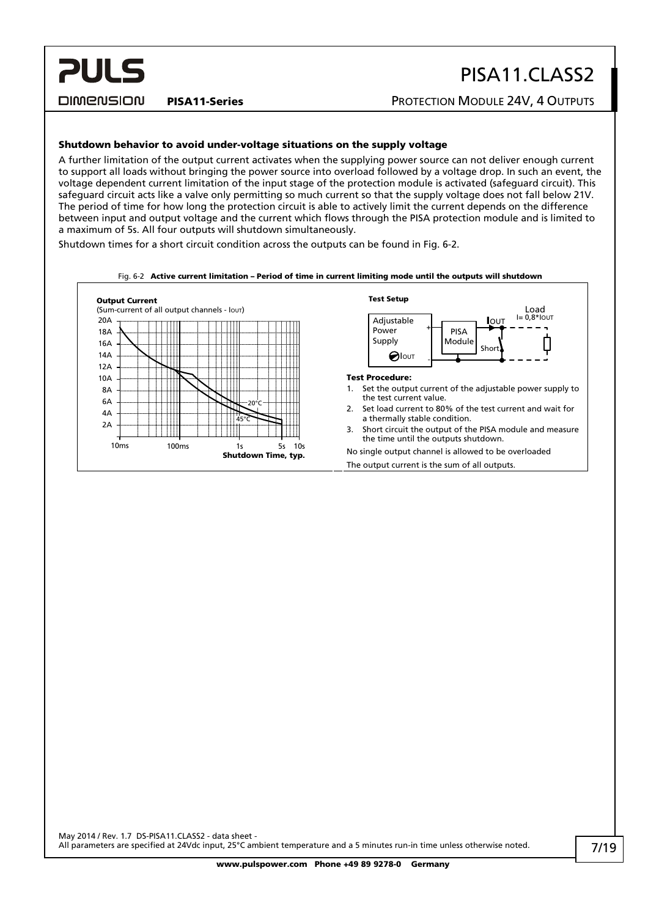### Shutdown behavior to avoid under-voltage situations on the supply voltage

A further limitation of the output current activates when the supplying power source can not deliver enough current to support all loads without bringing the power source into overload followed by a voltage drop. In such an event, the voltage dependent current limitation of the input stage of the protection module is activated (safeguard circuit). This safeguard circuit acts like a valve only permitting so much current so that the supply voltage does not fall below 21V. The period of time for how long the protection circuit is able to actively limit the current depends on the difference between input and output voltage and the current which flows through the PISA protection module and is limited to a maximum of 5s. All four outputs will shutdown simultaneously.

Shutdown times for a short circuit condition across the outputs can be found in Fig. 6-2.

Fig. 6-2 **Active current limitation – Period of time in current limiting mode until the outputs will shutdown**

**Output Current**
(Sum-current of all output channels - $I_{OUT}$)

20A, 18A, 16A, 14A, 12A, 10A, 8A, 6A, 4A, 2A

10ms, 100ms, 1s, 5s, 10s

**Shutdown Time, typ.**

20°C

45°C

**Test Setup**

Adjustable Power Supply $I_{OUT}$ — PISA Module — $I_{OUT}$ — Short — Load $I= 0,8*I_{OUT}$

**Test Procedure:**

1. Set the output current of the adjustable power supply to the test current value.
2. Set load current to 80% of the test current and wait for a thermally stable condition.
3. Short circuit the output of the PISA module and measure the time until the outputs shutdown.

No single output channel is allowed to be overloaded

The output current is the sum of all outputs.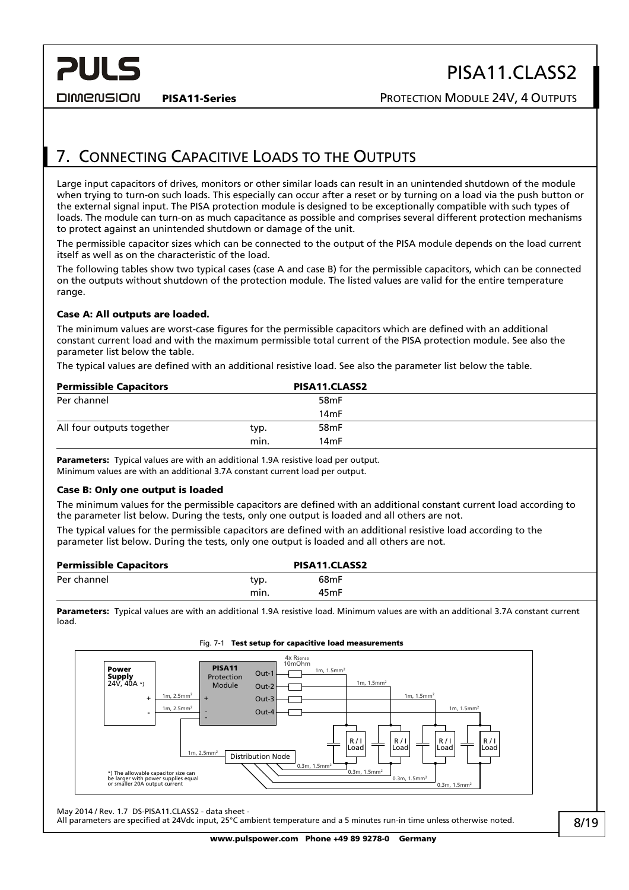## 7. Connecting Capacitive Loads to the Outputs

Large input capacitors of drives, monitors or other similar loads can result in an unintended shutdown of the module when trying to turn-on such loads. This especially can occur after a reset or by turning on a load via the push button or the external signal input. The PISA protection module is designed to be exceptionally compatible with such types of loads. The module can turn-on as much capacitance as possible and comprises several different protection mechanisms to protect against an unintended shutdown or damage of the unit.

The permissible capacitor sizes which can be connected to the output of the PISA module depends on the load current itself as well as on the characteristic of the load.

The following tables show two typical cases (case A and case B) for the permissible capacitors, which can be connected on the outputs without shutdown of the protection module. The listed values are valid for the entire temperature range.

**Case A: All outputs are loaded.**

The minimum values are worst-case figures for the permissible capacitors which are defined with an additional constant current load and with the maximum permissible total current of the PISA protection module. See also the parameter list below the table.

The typical values are defined with an additional resistive load. See also the parameter list below the table.

| Permissible Capacitors | | PISA11.CLASS2 |
|---|---|---|
| Per channel | | 58mF |
| | | 14mF |
| All four outputs together | typ. | 58mF |
| | min. | 14mF |

**Parameters:** Typical values are with an additional 1.9A resistive load per output.
Minimum values are with an additional 3.7A constant current load per output.

**Case B: Only one output is loaded**

The minimum values for the permissible capacitors are defined with an additional constant current load according to the parameter list below. During the tests, only one output is loaded and all others are not.

The typical values for the permissible capacitors are defined with an additional resistive load according to the parameter list below. During the tests, only one output is loaded and all others are not.

| Permissible Capacitors | | PISA11.CLASS2 |
|---|---|---|
| Per channel | typ. | 68mF |
| | min. | 45mF |

**Parameters:** Typical values are with an additional 1.9A resistive load. Minimum values are with an additional 3.7A constant current load.

Fig. 7-1 **Test setup for capacitive load measurements**

Power Supply 24V, 40A *) — PISA11 Protection Module — Out-1, Out-2, Out-3, Out-4 — 4x $R_{Sense}$ 10mOhm — 1m, 2.5mm² — 1m, 1.5mm² — R / I Load — Distribution Node — 0.3m, 1.5mm²

*) The allowable capacitor size can be larger with power supplies equal or smaller 20A output current

May 2014 / Rev. 1.7 DS-PISA11.CLASS2 - data sheet -
All parameters are specified at 24Vdc input, 25°C ambient temperature and a 5 minutes run-in time unless otherwise noted.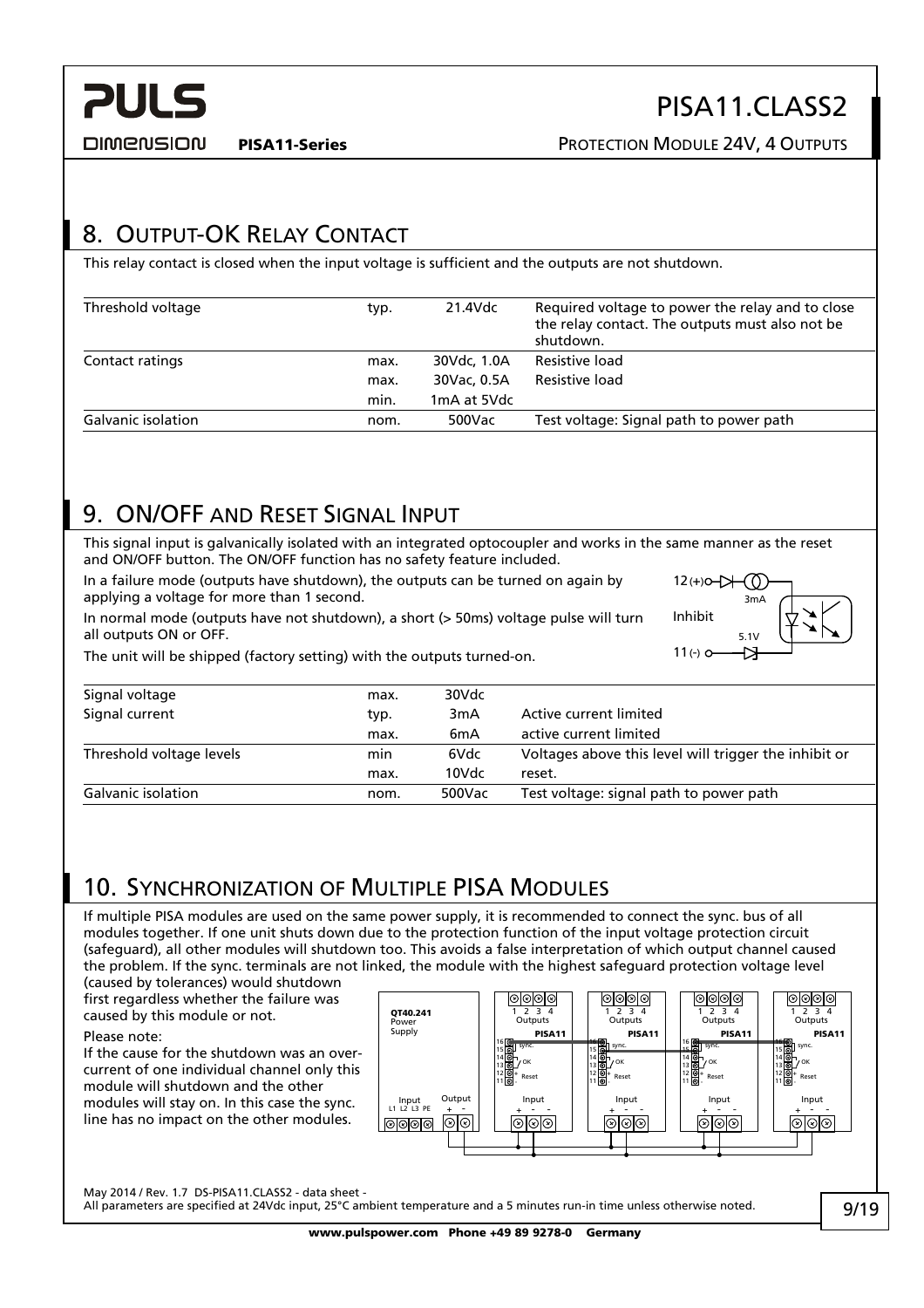## 8. Output-OK Relay Contact

This relay contact is closed when the input voltage is sufficient and the outputs are not shutdown.

| | | | |
|---|---|---|---|
| Threshold voltage | typ. | 21.4Vdc | Required voltage to power the relay and to close the relay contact. The outputs must also not be shutdown. |
| Contact ratings | max. | 30Vdc, 1.0A | Resistive load |
| | max. | 30Vac, 0.5A | Resistive load |
| | min. | 1mA at 5Vdc | |
| Galvanic isolation | nom. | 500Vac | Test voltage: Signal path to power path |

## 9. ON/OFF and Reset Signal Input

This signal input is galvanically isolated with an integrated optocoupler and works in the same manner as the reset and ON/OFF button. The ON/OFF function has no safety feature included.

In a failure mode (outputs have shutdown), the outputs can be turned on again by applying a voltage for more than 1 second.

In normal mode (outputs have not shutdown), a short (> 50ms) voltage pulse will turn all outputs ON or OFF.

The unit will be shipped (factory setting) with the outputs turned-on.

12 (+) 3mA Inhibit 5.1V 11 (-)

| | | | |
|---|---|---|---|
| Signal voltage | max. | 30Vdc | |
| Signal current | typ. | 3mA | Active current limited |
| | max. | 6mA | active current limited |
| Threshold voltage levels | min | 6Vdc | Voltages above this level will trigger the inhibit or |
| | max. | 10Vdc | reset. |
| Galvanic isolation | nom. | 500Vac | Test voltage: signal path to power path |

## 10. Synchronization of Multiple PISA Modules

If multiple PISA modules are used on the same power supply, it is recommended to connect the sync. bus of all modules together. If one unit shuts down due to the protection function of the input voltage protection circuit (safeguard), all other modules will shutdown too. This avoids a false interpretation of which output channel caused the problem. If the sync. terminals are not linked, the module with the highest safeguard protection voltage level (caused by tolerances) would shutdown first regardless whether the failure was caused by this module or not.

Please note:
If the cause for the shutdown was an over-current of one individual channel only this module will shutdown and the other modules will stay on. In this case the sync. line has no impact on the other modules.

QT40.241 Power Supply — Input L1 L2 L3 PE — Output + -
PISA11 — Outputs 1 2 3 4 — 16 15 sync. — 14 13 OK — 12 11 Reset — Input + - -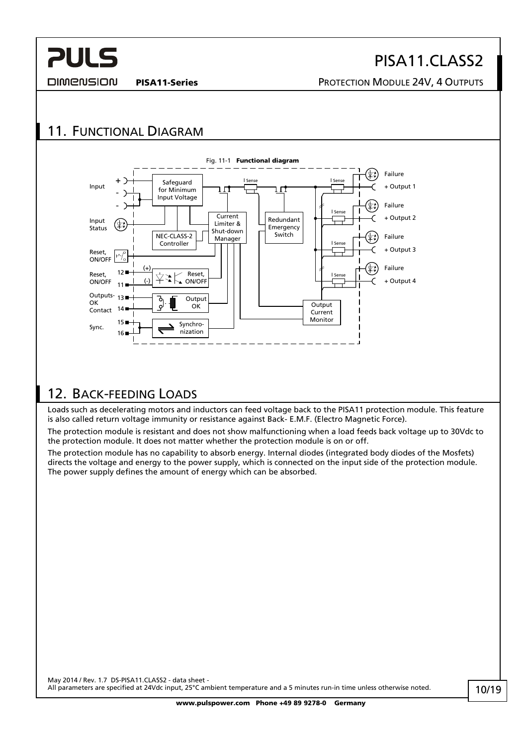## 11. Functional Diagram

Fig. 11-1 **Functional diagram**

## 12. Back-feeding Loads

Loads such as decelerating motors and inductors can feed voltage back to the PISA11 protection module. This feature is also called return voltage immunity or resistance against Back- E.M.F. (Electro Magnetic Force).

The protection module is resistant and does not show malfunctioning when a load feeds back voltage up to 30Vdc to the protection module. It does not matter whether the protection module is on or off.

The protection module has no capability to absorb energy. Internal diodes (integrated body diodes of the Mosfets) directs the voltage and energy to the power supply, which is connected on the input side of the protection module. The power supply defines the amount of energy which can be absorbed.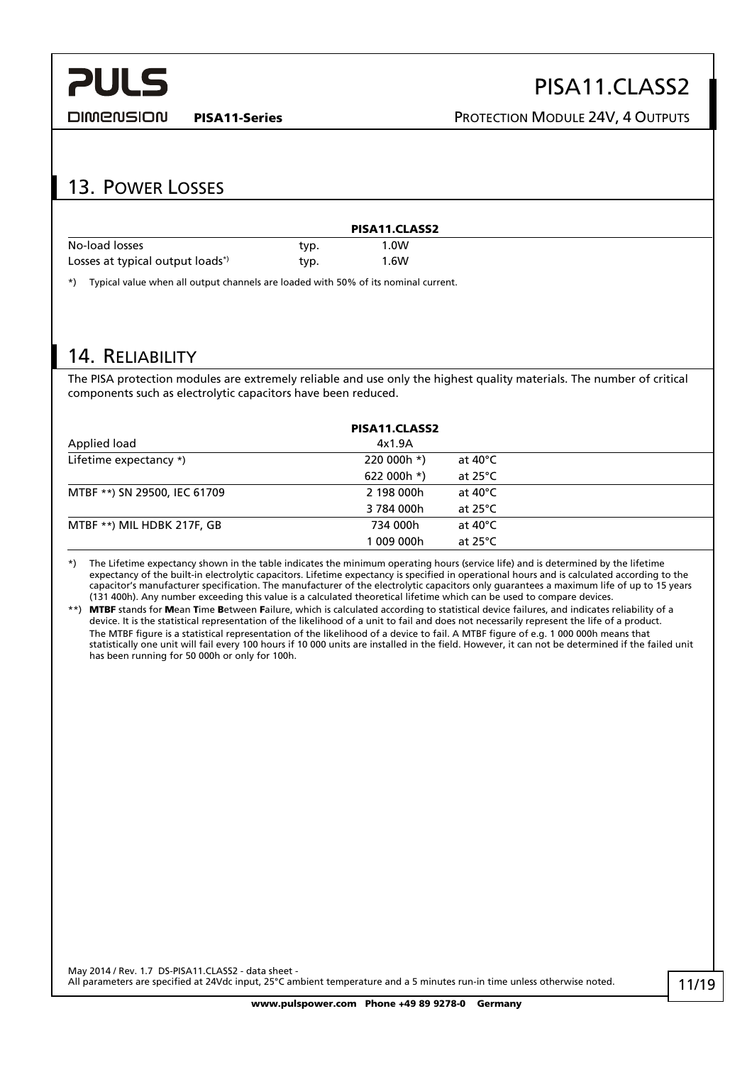## 13. Power Losses

| | | PISA11.CLASS2 |
|---|---|---|
| No-load losses | typ. | 1.0W |
| Losses at typical output loads*) | typ. | 1.6W |

*) Typical value when all output channels are loaded with 50% of its nominal current.

## 14. Reliability

The PISA protection modules are extremely reliable and use only the highest quality materials. The number of critical components such as electrolytic capacitors have been reduced.

| | PISA11.CLASS2 | |
|---|---|---|
| Applied load | 4x1.9A | |
| Lifetime expectancy *) | 220 000h *) | at 40°C |
| | 622 000h *) | at 25°C |
| MTBF **) SN 29500, IEC 61709 | 2 198 000h | at 40°C |
| | 3 784 000h | at 25°C |
| MTBF **) MIL HDBK 217F, GB | 734 000h | at 40°C |
| | 1 009 000h | at 25°C |

*) The Lifetime expectancy shown in the table indicates the minimum operating hours (service life) and is determined by the lifetime expectancy of the built-in electrolytic capacitors. Lifetime expectancy is specified in operational hours and is calculated according to the capacitor's manufacturer specification. The manufacturer of the electrolytic capacitors only guarantees a maximum life of up to 15 years (131 400h). Any number exceeding this value is a calculated theoretical lifetime which can be used to compare devices.

**) **MTBF** stands for **M**ean **T**ime **B**etween **F**ailure, which is calculated according to statistical device failures, and indicates reliability of a device. It is the statistical representation of the likelihood of a unit to fail and does not necessarily represent the life of a product.
The MTBF figure is a statistical representation of the likelihood of a device to fail. A MTBF figure of e.g. 1 000 000h means that statistically one unit will fail every 100 hours if 10 000 units are installed in the field. However, it can not be determined if the failed unit has been running for 50 000h or only for 100h.

May 2014 / Rev. 1.7 DS-PISA11.CLASS2 - data sheet -
All parameters are specified at 24Vdc input, 25°C ambient temperature and a 5 minutes run-in time unless otherwise noted.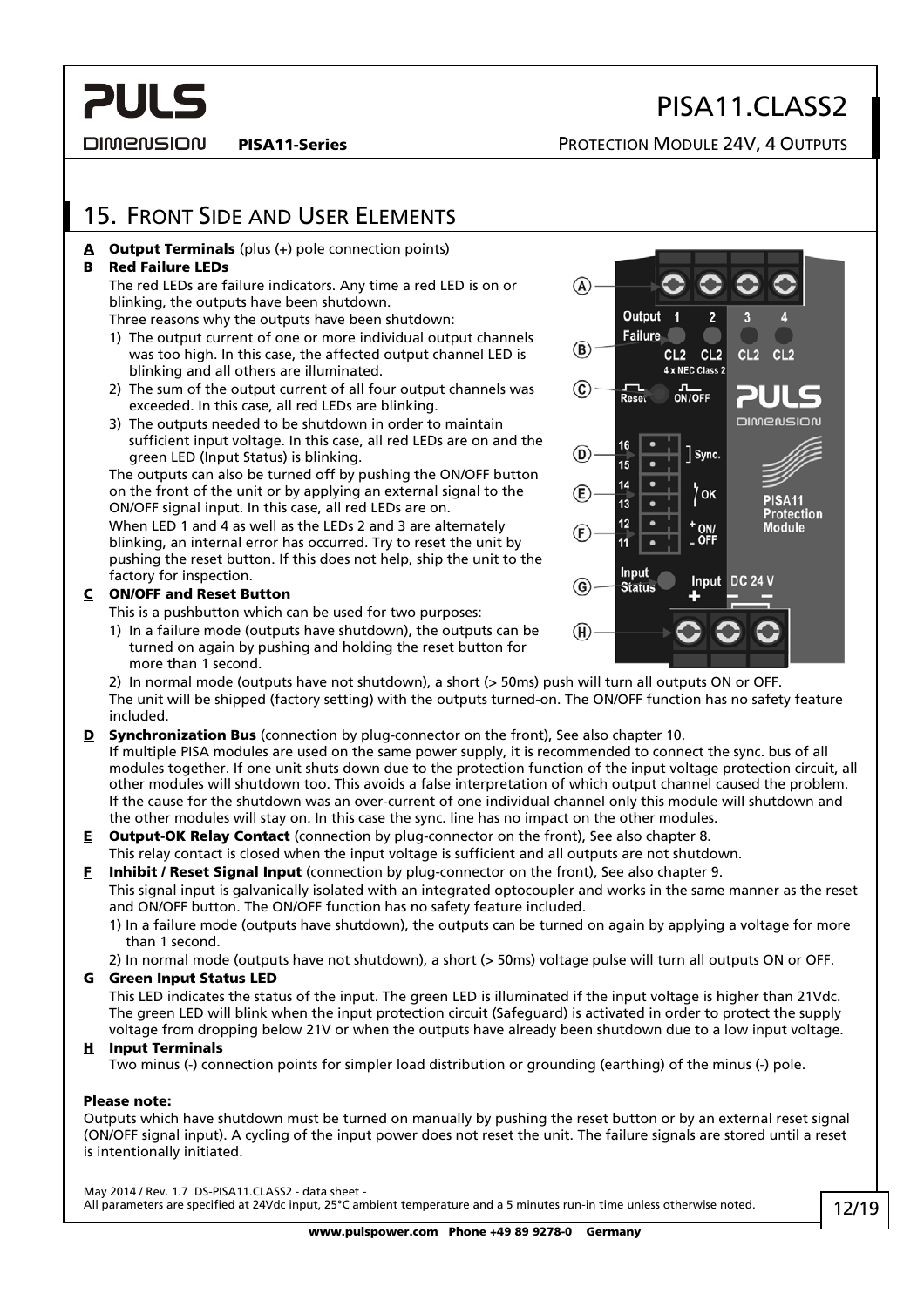## 15. Front Side and User Elements

**A Output Terminals** (plus (+) pole connection points)

**B Red Failure LEDs**

The red LEDs are failure indicators. Any time a red LED is on or blinking, the outputs have been shutdown.

Three reasons why the outputs have been shutdown:

1) The output current of one or more individual output channels was too high. In this case, the affected output channel LED is blinking and all others are illuminated.
2) The sum of the output current of all four output channels was exceeded. In this case, all red LEDs are blinking.
3) The outputs needed to be shutdown in order to maintain sufficient input voltage. In this case, all red LEDs are on and the green LED (Input Status) is blinking.

The outputs can also be turned off by pushing the ON/OFF button on the front of the unit or by applying an external signal to the ON/OFF signal input. In this case, all red LEDs are on.

When LED 1 and 4 as well as the LEDs 2 and 3 are alternately blinking, an internal error has occurred. Try to reset the unit by pushing the reset button. If this does not help, ship the unit to the factory for inspection.

**C ON/OFF and Reset Button**

This is a pushbutton which can be used for two purposes:

1) In a failure mode (outputs have shutdown), the outputs can be turned on again by pushing and holding the reset button for more than 1 second.
2) In normal mode (outputs have not shutdown), a short (> 50ms) push will turn all outputs ON or OFF.

The unit will be shipped (factory setting) with the outputs turned-on. The ON/OFF function has no safety feature included.

**D Synchronization Bus** (connection by plug-connector on the front), See also chapter 10.

If multiple PISA modules are used on the same power supply, it is recommended to connect the sync. bus of all modules together. If one unit shuts down due to the protection function of the input voltage protection circuit, all other modules will shutdown too. This avoids a false interpretation of which output channel caused the problem. If the cause for the shutdown was an over-current of one individual channel only this module will shutdown and the other modules will stay on. In this case the sync. line has no impact on the other modules.

**E Output-OK Relay Contact** (connection by plug-connector on the front), See also chapter 8.

This relay contact is closed when the input voltage is sufficient and all outputs are not shutdown.

**F Inhibit / Reset Signal Input** (connection by plug-connector on the front), See also chapter 9.

This signal input is galvanically isolated with an integrated optocoupler and works in the same manner as the reset and ON/OFF button. The ON/OFF function has no safety feature included.

1) In a failure mode (outputs have shutdown), the outputs can be turned on again by applying a voltage for more than 1 second.
2) In normal mode (outputs have not shutdown), a short (> 50ms) voltage pulse will turn all outputs ON or OFF.

**G Green Input Status LED**

This LED indicates the status of the input. The green LED is illuminated if the input voltage is higher than 21Vdc. The green LED will blink when the input protection circuit (Safeguard) is activated in order to protect the supply voltage from dropping below 21V or when the outputs have already been shutdown due to a low input voltage.

**H Input Terminals**

Two minus (-) connection points for simpler load distribution or grounding (earthing) of the minus (-) pole.

**Please note:**

Outputs which have shutdown must be turned on manually by pushing the reset button or by an external reset signal (ON/OFF signal input). A cycling of the input power does not reset the unit. The failure signals are stored until a reset is intentionally initiated.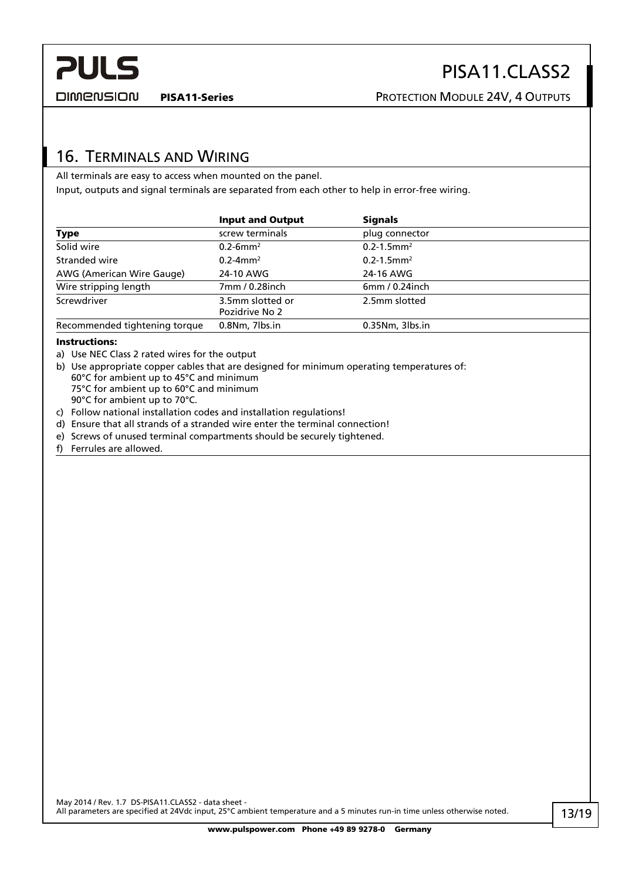## 16. Terminals and Wiring

All terminals are easy to access when mounted on the panel.

Input, outputs and signal terminals are separated from each other to help in error-free wiring.

| | **Input and Output** | **Signals** |
|---|---|---|
| **Type** | screw terminals | plug connector |
| Solid wire | 0.2-6mm² | 0.2-1.5mm² |
| Stranded wire | 0.2-4mm² | 0.2-1.5mm² |
| AWG (American Wire Gauge) | 24-10 AWG | 24-16 AWG |
| Wire stripping length | 7mm / 0.28inch | 6mm / 0.24inch |
| Screwdriver | 3.5mm slotted or Pozidrive No 2 | 2.5mm slotted |
| Recommended tightening torque | 0.8Nm, 7lbs.in | 0.35Nm, 3lbs.in |

**Instructions:**

a) Use NEC Class 2 rated wires for the output

b) Use appropriate copper cables that are designed for minimum operating temperatures of:
60°C for ambient up to 45°C and minimum
75°C for ambient up to 60°C and minimum
90°C for ambient up to 70°C.

c) Follow national installation codes and installation regulations!

d) Ensure that all strands of a stranded wire enter the terminal connection!

e) Screws of unused terminal compartments should be securely tightened.

f) Ferrules are allowed.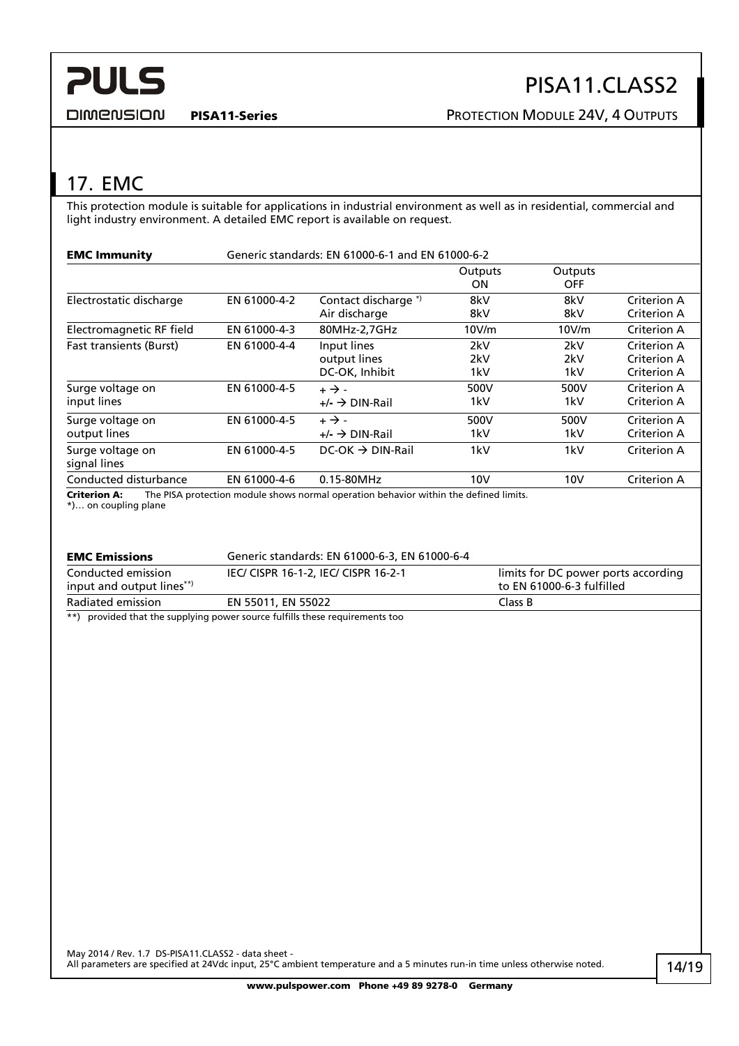## 17. EMC

This protection module is suitable for applications in industrial environment as well as in residential, commercial and light industry environment. A detailed EMC report is available on request.

| **EMC Immunity** | Generic standards: EN 61000-6-1 and EN 61000-6-2 | | | | |
|---|---|---|---|---|---|
| | | | Outputs ON | Outputs OFF | |
| Electrostatic discharge | EN 61000-4-2 | Contact discharge *) | 8kV | 8kV | Criterion A |
| | | Air discharge | 8kV | 8kV | Criterion A |
| Electromagnetic RF field | EN 61000-4-3 | 80MHz-2,7GHz | 10V/m | 10V/m | Criterion A |
| Fast transients (Burst) | EN 61000-4-4 | Input lines | 2kV | 2kV | Criterion A |
| | | output lines | 2kV | 2kV | Criterion A |
| | | DC-OK, Inhibit | 1kV | 1kV | Criterion A |
| Surge voltage on input lines | EN 61000-4-5 | + → - | 500V | 500V | Criterion A |
| | | +/- → DIN-Rail | 1kV | 1kV | Criterion A |
| Surge voltage on output lines | EN 61000-4-5 | + → - | 500V | 500V | Criterion A |
| | | +/- → DIN-Rail | 1kV | 1kV | Criterion A |
| Surge voltage on signal lines | EN 61000-4-5 | DC-OK → DIN-Rail | 1kV | 1kV | Criterion A |
| Conducted disturbance | EN 61000-4-6 | 0.15-80MHz | 10V | 10V | Criterion A |

**Criterion A:** The PISA protection module shows normal operation behavior within the defined limits.
*)… on coupling plane

| **EMC Emissions** | Generic standards: EN 61000-6-3, EN 61000-6-4 | |
|---|---|---|
| Conducted emission input and output lines**) | IEC/ CISPR 16-1-2, IEC/ CISPR 16-2-1 | limits for DC power ports according to EN 61000-6-3 fulfilled |
| Radiated emission | EN 55011, EN 55022 | Class B |

**) provided that the supplying power source fulfills these requirements too

May 2014 / Rev. 1.7 DS-PISA11.CLASS2 - data sheet -
All parameters are specified at 24Vdc input, 25°C ambient temperature and a 5 minutes run-in time unless otherwise noted.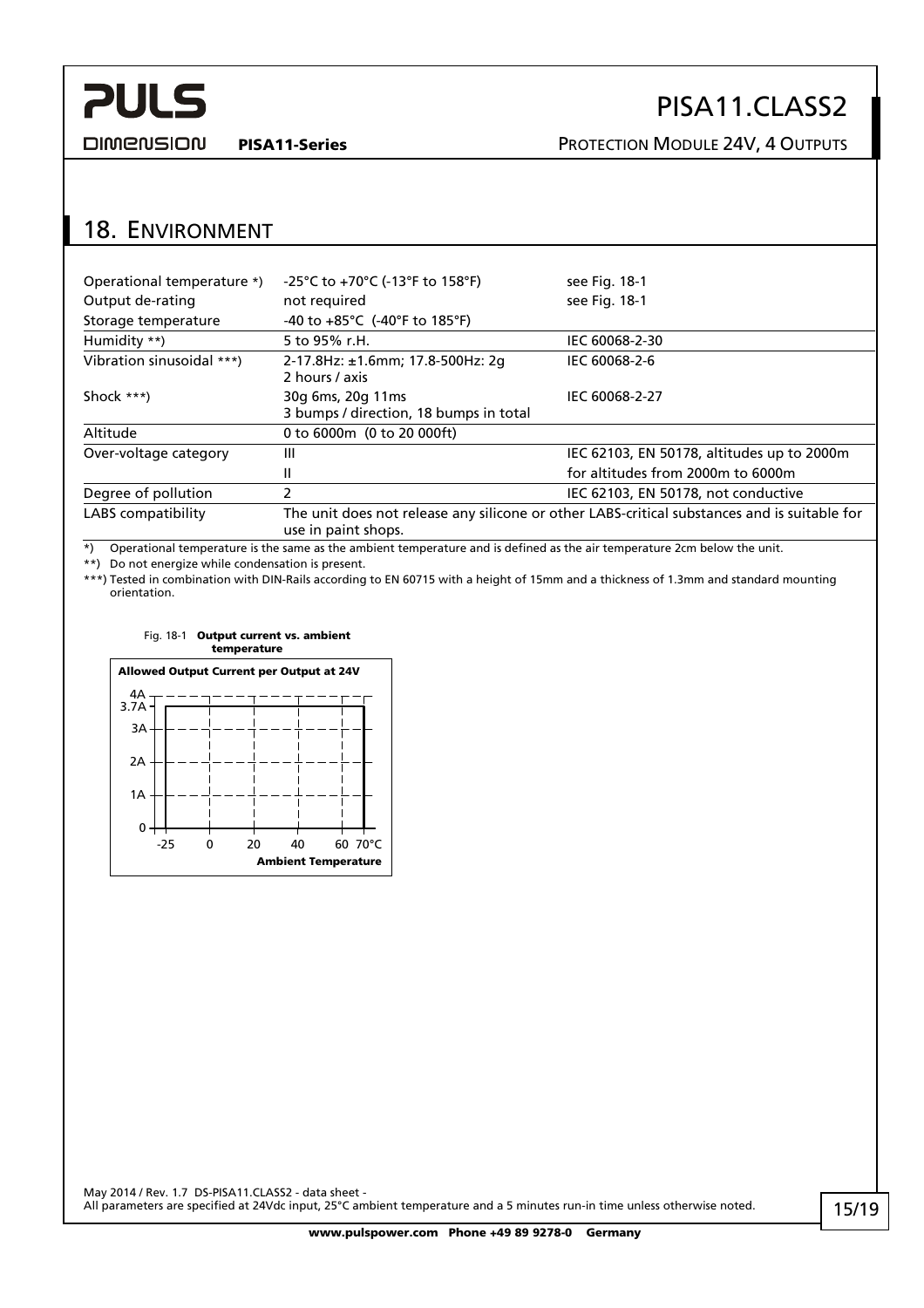## 18. Environment

| | | |
|---|---|---|
| Operational temperature *) | -25°C to +70°C (-13°F to 158°F) | see Fig. 18-1 |
| Output de-rating | not required | see Fig. 18-1 |
| Storage temperature | -40 to +85°C (-40°F to 185°F) | |
| Humidity **) | 5 to 95% r.H. | IEC 60068-2-30 |
| Vibration sinusoidal ***) | 2-17.8Hz: ±1.6mm; 17.8-500Hz: 2g<br>2 hours / axis | IEC 60068-2-6 |
| Shock ***) | 30g 6ms, 20g 11ms<br>3 bumps / direction, 18 bumps in total | IEC 60068-2-27 |
| Altitude | 0 to 6000m (0 to 20 000ft) | |
| Over-voltage category | III | IEC 62103, EN 50178, altitudes up to 2000m |
| | II | for altitudes from 2000m to 6000m |
| Degree of pollution | 2 | IEC 62103, EN 50178, not conductive |
| LABS compatibility | The unit does not release any silicone or other LABS-critical substances and is suitable for use in paint shops. | |

*) Operational temperature is the same as the ambient temperature and is defined as the air temperature 2cm below the unit.

**) Do not energize while condensation is present.

***) Tested in combination with DIN-Rails according to EN 60715 with a height of 15mm and a thickness of 1.3mm and standard mounting orientation.

Fig. 18-1 **Output current vs. ambient temperature**

**Allowed Output Current per Output at 24V**

Y-axis: 0, 1A, 2A, 3A, 3.7A, 4A
X-axis (**Ambient Temperature**): -25, 0, 20, 40, 60, 70°C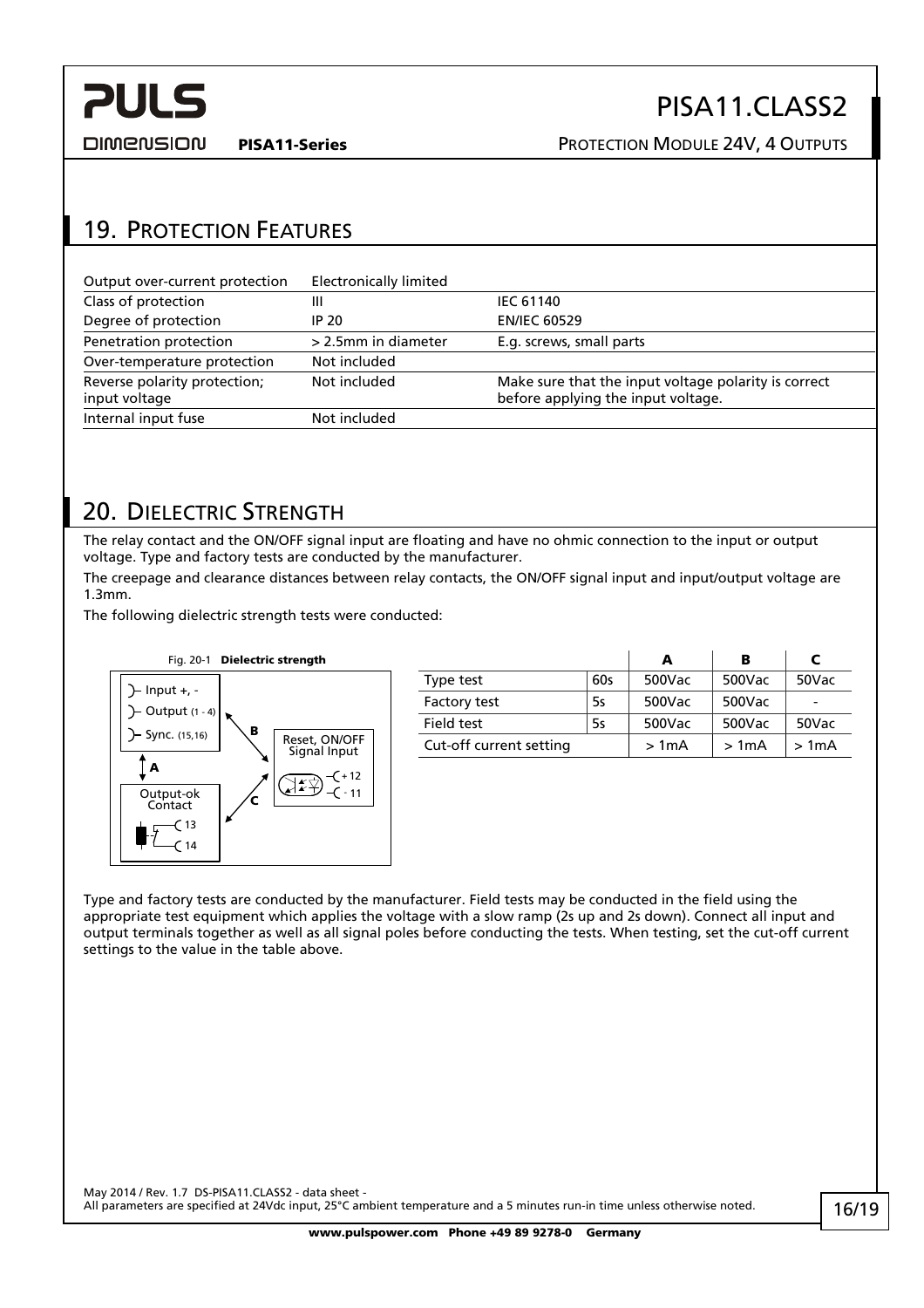## 19. Protection Features

| | | |
|---|---|---|
| Output over-current protection | Electronically limited | |
| Class of protection | III | IEC 61140 |
| Degree of protection | IP 20 | EN/IEC 60529 |
| Penetration protection | > 2.5mm in diameter | E.g. screws, small parts |
| Over-temperature protection | Not included | |
| Reverse polarity protection; input voltage | Not included | Make sure that the input voltage polarity is correct before applying the input voltage. |
| Internal input fuse | Not included | |

## 20. Dielectric Strength

The relay contact and the ON/OFF signal input are floating and have no ohmic connection to the input or output voltage. Type and factory tests are conducted by the manufacturer.

The creepage and clearance distances between relay contacts, the ON/OFF signal input and input/output voltage are 1.3mm.

The following dielectric strength tests were conducted:

Fig. 20-1 **Dielectric strength**

Input +, -
Output (1 - 4)
Sync. (15,16)
A
Output-ok Contact
13
14
B
C
Reset, ON/OFF Signal Input
+ 12
- 11

| | | A | B | C |
|---|---|---|---|---|
| Type test | 60s | 500Vac | 500Vac | 50Vac |
| Factory test | 5s | 500Vac | 500Vac | - |
| Field test | 5s | 500Vac | 500Vac | 50Vac |
| Cut-off current setting | | > 1mA | > 1mA | > 1mA |

Type and factory tests are conducted by the manufacturer. Field tests may be conducted in the field using the appropriate test equipment which applies the voltage with a slow ramp (2s up and 2s down). Connect all input and output terminals together as well as all signal poles before conducting the tests. When testing, set the cut-off current settings to the value in the table above.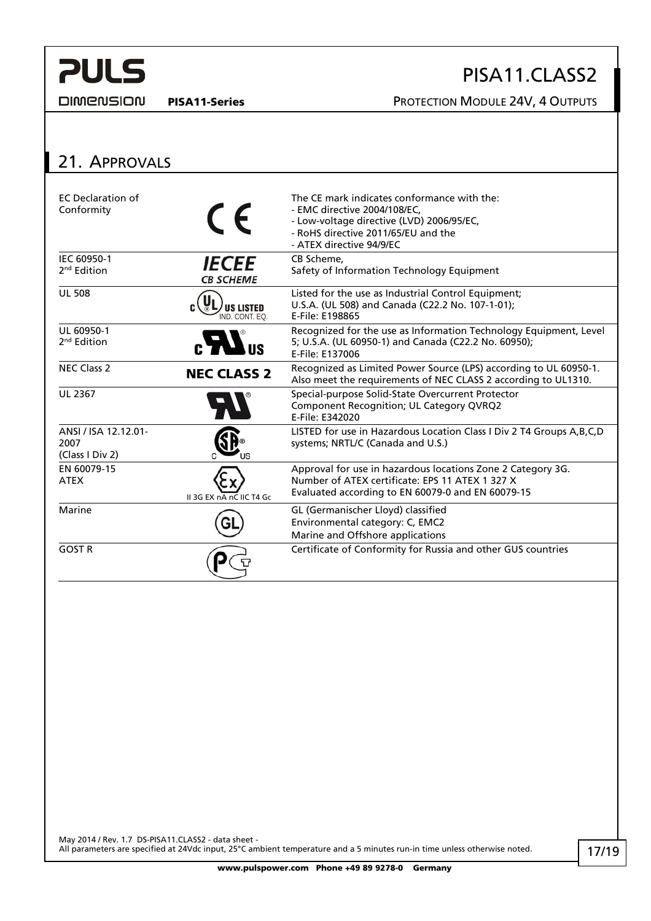## 21. Approvals

| | | |
|---|---|---|
| EC Declaration of Conformity | CE | The CE mark indicates conformance with the:<br>- EMC directive 2004/108/EC,<br>- Low-voltage directive (LVD) 2006/95/EC,<br>- RoHS directive 2011/65/EU and the<br>- ATEX directive 94/9/EC |
| IEC 60950-1<br>2nd Edition | IECEE CB SCHEME | CB Scheme,<br>Safety of Information Technology Equipment |
| UL 508 | c UL US LISTED IND. CONT. EQ. | Listed for the use as Industrial Control Equipment;<br>U.S.A. (UL 508) and Canada (C22.2 No. 107-1-01);<br>E-File: E198865 |
| UL 60950-1<br>2nd Edition | c RU US | Recognized for the use as Information Technology Equipment, Level 5; U.S.A. (UL 60950-1) and Canada (C22.2 No. 60950);<br>E-File: E137006 |
| NEC Class 2 | NEC CLASS 2 | Recognized as Limited Power Source (LPS) according to UL 60950-1.<br>Also meet the requirements of NEC CLASS 2 according to UL1310. |
| UL 2367 | RU | Special-purpose Solid-State Overcurrent Protector<br>Component Recognition; UL Category QVRQ2<br>E-File: E342020 |
| ANSI / ISA 12.12.01-2007<br>(Class I Div 2) | C SP US | LISTED for use in Hazardous Location Class I Div 2 T4 Groups A,B,C,D systems; NRTL/C (Canada and U.S.) |
| EN 60079-15<br>ATEX | Ex<br>II 3G EX nA nC IIC T4 Gc | Approval for use in hazardous locations Zone 2 Category 3G.<br>Number of ATEX certificate: EPS 11 ATEX 1 327 X<br>Evaluated according to EN 60079-0 and EN 60079-15 |
| Marine | GL | GL (Germanischer Lloyd) classified<br>Environmental category: C, EMC2<br>Marine and Offshore applications |
| GOST R | PCT | Certificate of Conformity for Russia and other GUS countries |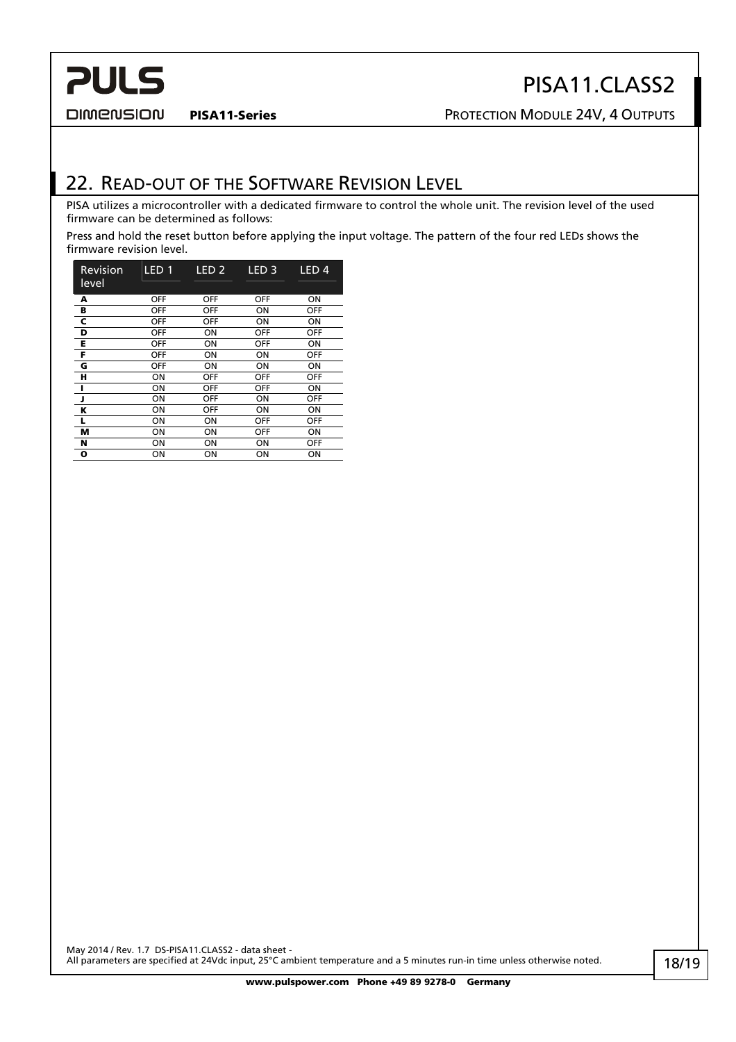## 22. Read-out of the Software Revision Level

PISA utilizes a microcontroller with a dedicated firmware to control the whole unit. The revision level of the used firmware can be determined as follows:

Press and hold the reset button before applying the input voltage. The pattern of the four red LEDs shows the firmware revision level.

| Revision level | LED 1 | LED 2 | LED 3 | LED 4 |
|---|---|---|---|---|
| **A** | OFF | OFF | OFF | ON |
| **B** | OFF | OFF | ON | OFF |
| **C** | OFF | OFF | ON | ON |
| **D** | OFF | ON | OFF | OFF |
| **E** | OFF | ON | OFF | ON |
| **F** | OFF | ON | ON | OFF |
| **G** | OFF | ON | ON | ON |
| **H** | ON | OFF | OFF | OFF |
| **I** | ON | OFF | OFF | ON |
| **J** | ON | OFF | ON | OFF |
| **K** | ON | OFF | ON | ON |
| **L** | ON | ON | OFF | OFF |
| **M** | ON | ON | OFF | ON |
| **N** | ON | ON | ON | OFF |
| **O** | ON | ON | ON | ON |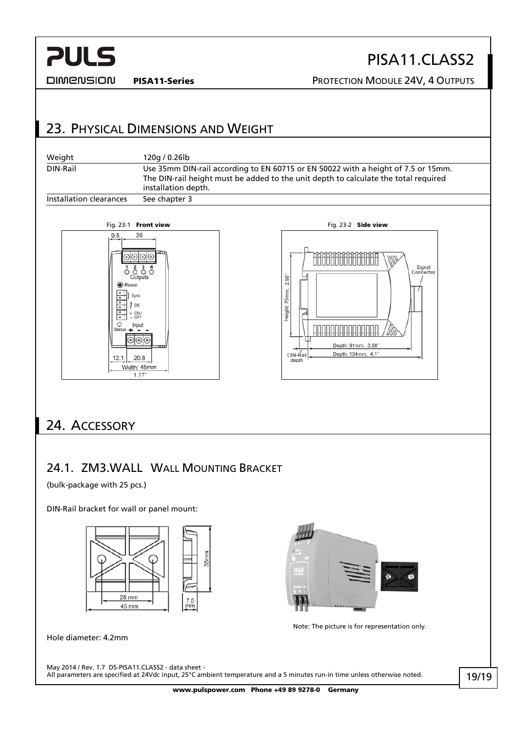## 23. Physical Dimensions and Weight

| | |
|---|---|
| Weight | 120g / 0.26lb |
| DIN-Rail | Use 35mm DIN-rail according to EN 60715 or EN 50022 with a height of 7.5 or 15mm. The DIN-rail height must be added to the unit depth to calculate the total required installation depth. |
| Installation clearances | See chapter 3 |

Fig. 23-1 **Front view**

9.5
26
1 2 3 4
Outputs
Reset
Sync.
OK
+ ON/
− OFF
Status
Input
12.1
20.8
Width: 45mm
1.77"

Fig. 23-2 **Side view**

Height: 75mm, 2.95"
Signal Connector
Depth: 91mm, 3.58"
Depth: 104mm, 4.1"
DIN-Rail depth

## 24. Accessory

### 24.1. ZM3.WALL Wall Mounting Bracket

(bulk-package with 25 pcs.)

DIN-Rail bracket for wall or panel mount:

28 mm
45 mm
35mm
7.5 mm

Note: The picture is for representation only.

Hole diameter: 4.2mm

May 2014 / Rev. 1.7 DS-PISA11.CLASS2 - data sheet -
All parameters are specified at 24Vdc input, 25°C ambient temperature and a 5 minutes run-in time unless otherwise noted.